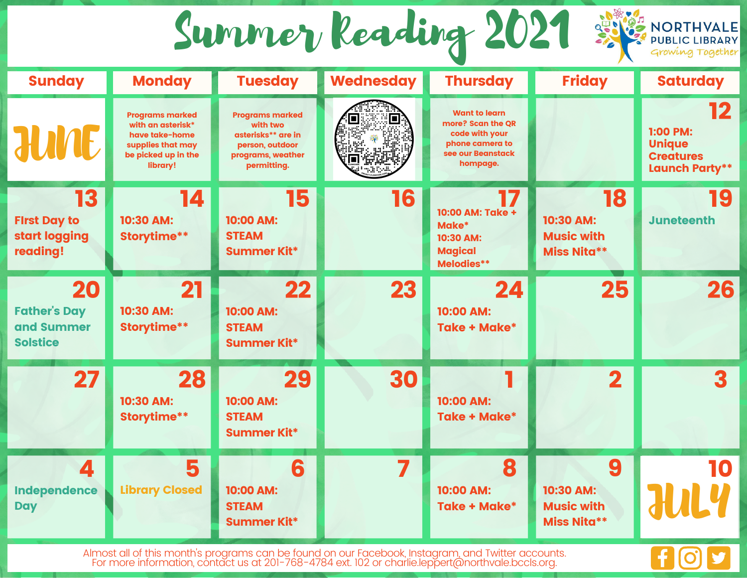# Summer Reading 2021

NORTHVALE PUBLIC LIBRARY
*Growing Together*

| Sunday | Monday | Tuesday | Wednesday | Thursday | Friday | Saturday |
| --- | --- | --- | --- | --- | --- | --- |
| JUNE | Programs marked with an asterisk* have take-home supplies that may be picked up in the library! | Programs marked with two asterisks** are in person, outdoor programs, weather permitting. | | Want to learn more? Scan the QR code with your phone camera to see our Beanstack hompage. | | **12** 1:00 PM: Unique Creatures Launch Party** |
| **13** First Day to start logging reading! | **14** 10:30 AM: Storytime** | **15** 10:00 AM: STEAM Summer Kit* | **16** | **17** 10:00 AM: Take + Make* 10:30 AM: Magical Melodies** | **18** 10:30 AM: Music with Miss Nita** | **19** Juneteenth |
| **20** Father's Day and Summer Solstice | **21** 10:30 AM: Storytime** | **22** 10:00 AM: STEAM Summer Kit* | **23** | **24** 10:00 AM: Take + Make* | **25** | **26** |
| **27** | **28** 10:30 AM: Storytime** | **29** 10:00 AM: STEAM Summer Kit* | **30** | **1** 10:00 AM: Take + Make* | **2** | **3** |
| **4** Independence Day | **5** Library Closed | **6** 10:00 AM: STEAM Summer Kit* | **7** | **8** 10:00 AM: Take + Make* | **9** 10:30 AM: Music with Miss Nita** | **10** JULY |

Almost all of this month's programs can be found on our Facebook, Instagram, and Twitter accounts.
For more information, contact us at 201-768-4784 ext. 102 or charlie.leppert@northvale.bccls.org.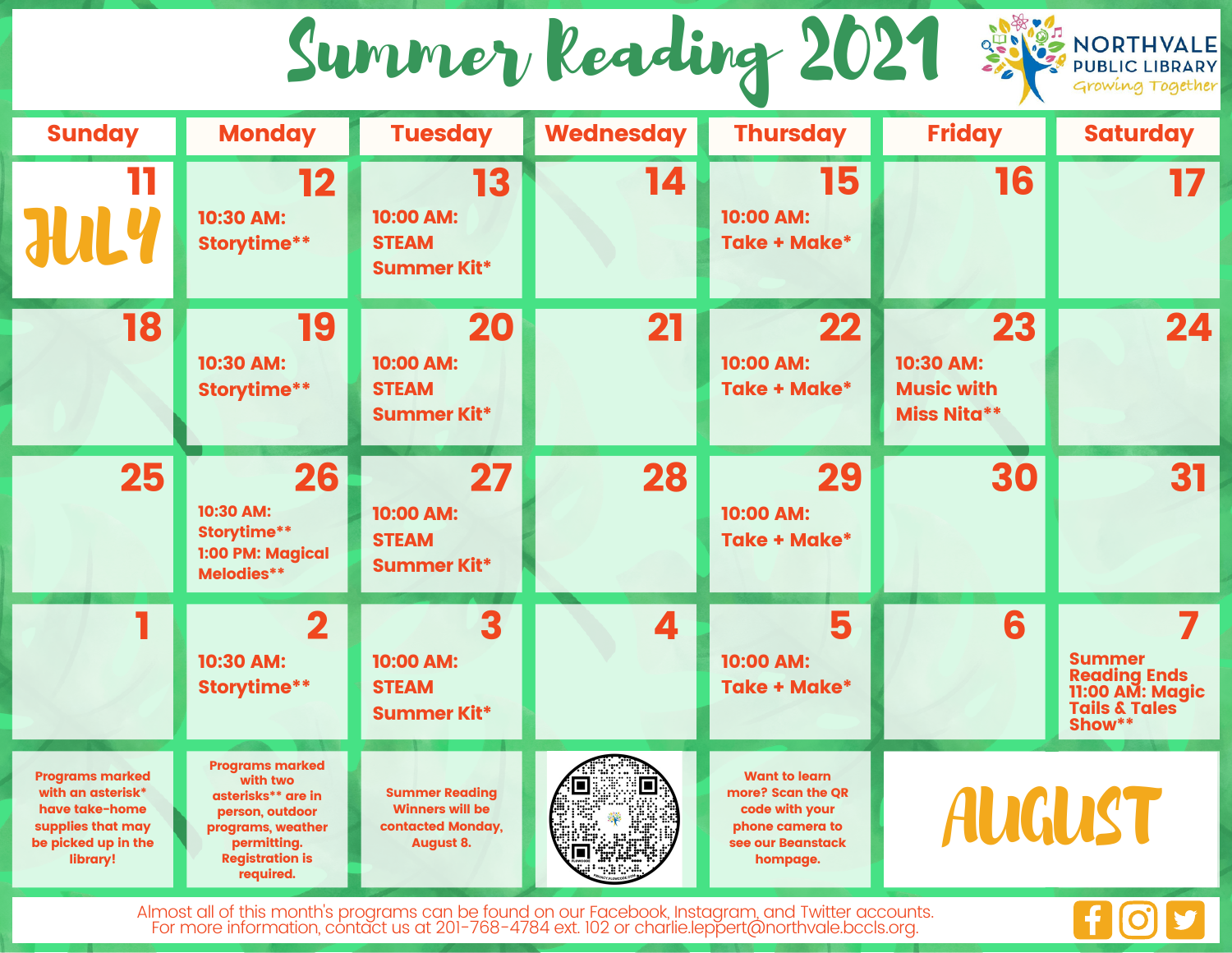# Summer Reading 2021

NORTHVALE PUBLIC LIBRARY
Growing Together

| Sunday | Monday | Tuesday | Wednesday | Thursday | Friday | Saturday |
|---|---|---|---|---|---|---|
| 11 JULY | 12 10:30 AM: Storytime** | 13 10:00 AM: STEAM Summer Kit* | 14 | 15 10:00 AM: Take + Make* | 16 | 17 |
| 18 | 19 10:30 AM: Storytime** | 20 10:00 AM: STEAM Summer Kit* | 21 | 22 10:00 AM: Take + Make* | 23 10:30 AM: Music with Miss Nita** | 24 |
| 25 | 26 10:30 AM: Storytime** 1:00 PM: Magical Melodies** | 27 10:00 AM: STEAM Summer Kit* | 28 | 29 10:00 AM: Take + Make* | 30 | 31 |
| 1 | 2 10:30 AM: Storytime** | 3 10:00 AM: STEAM Summer Kit* | 4 | 5 10:00 AM: Take + Make* | 6 | 7 Summer Reading Ends 11:00 AM: Magic Tails & Tales Show** |
| Programs marked with an asterisk* have take-home supplies that may be picked up in the library! | Programs marked with two asterisks** are in person, outdoor programs, weather permitting. Registration is required. | Summer Reading Winners will be contacted Monday, August 8. | | Want to learn more? Scan the QR code with your phone camera to see our Beanstack hompage. | AUGUST | |

Almost all of this month's programs can be found on our Facebook, Instagram, and Twitter accounts.
For more information, contact us at 201-768-4784 ext. 102 or charlie.leppert@northvale.bccls.org.